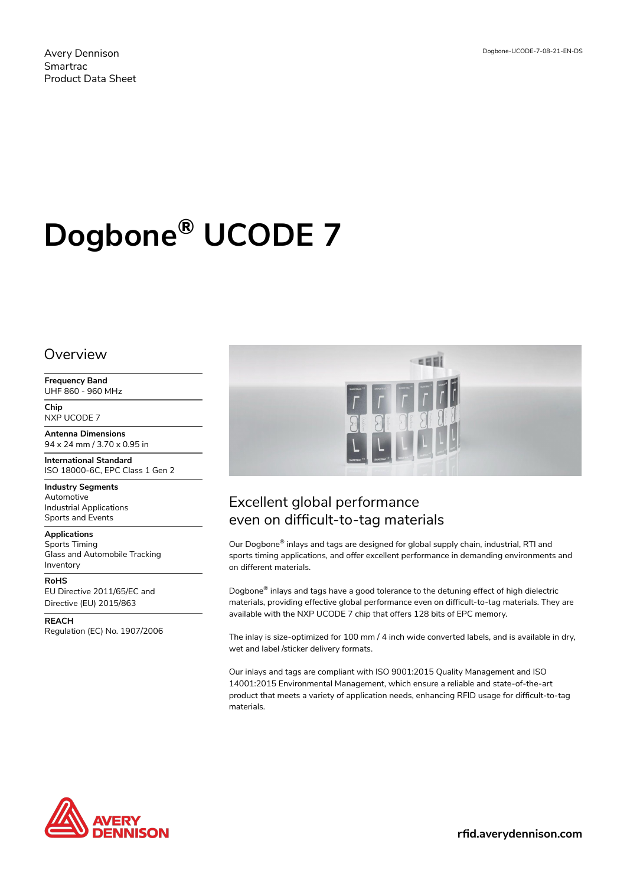Avery Dennison
Smartrac
Product Data Sheet

Dogbone-UCODE-7-08-21-EN-DS

# Dogbone® UCODE 7

## Overview

**Frequency Band**
UHF 860 - 960 MHz

**Chip**
NXP UCODE 7

**Antenna Dimensions**
94 x 24 mm / 3.70 x 0.95 in

**International Standard**
ISO 18000-6C, EPC Class 1 Gen 2

**Industry Segments**
Automotive
Industrial Applications
Sports and Events

**Applications**
Sports Timing
Glass and Automobile Tracking
Inventory

**RoHS**
EU Directive 2011/65/EC and Directive (EU) 2015/863

**REACH**
Regulation (EC) No. 1907/2006

## Excellent global performance even on difficult-to-tag materials

Our Dogbone® inlays and tags are designed for global supply chain, industrial, RTI and sports timing applications, and offer excellent performance in demanding environments and on different materials.

Dogbone® inlays and tags have a good tolerance to the detuning effect of high dielectric materials, providing effective global performance even on difficult-to-tag materials. They are available with the NXP UCODE 7 chip that offers 128 bits of EPC memory.

The inlay is size-optimized for 100 mm / 4 inch wide converted labels, and is available in dry, wet and label /sticker delivery formats.

Our inlays and tags are compliant with ISO 9001:2015 Quality Management and ISO 14001:2015 Environmental Management, which ensure a reliable and state-of-the-art product that meets a variety of application needs, enhancing RFID usage for difficult-to-tag materials.

AVERY DENNISON

rfid.averydennison.com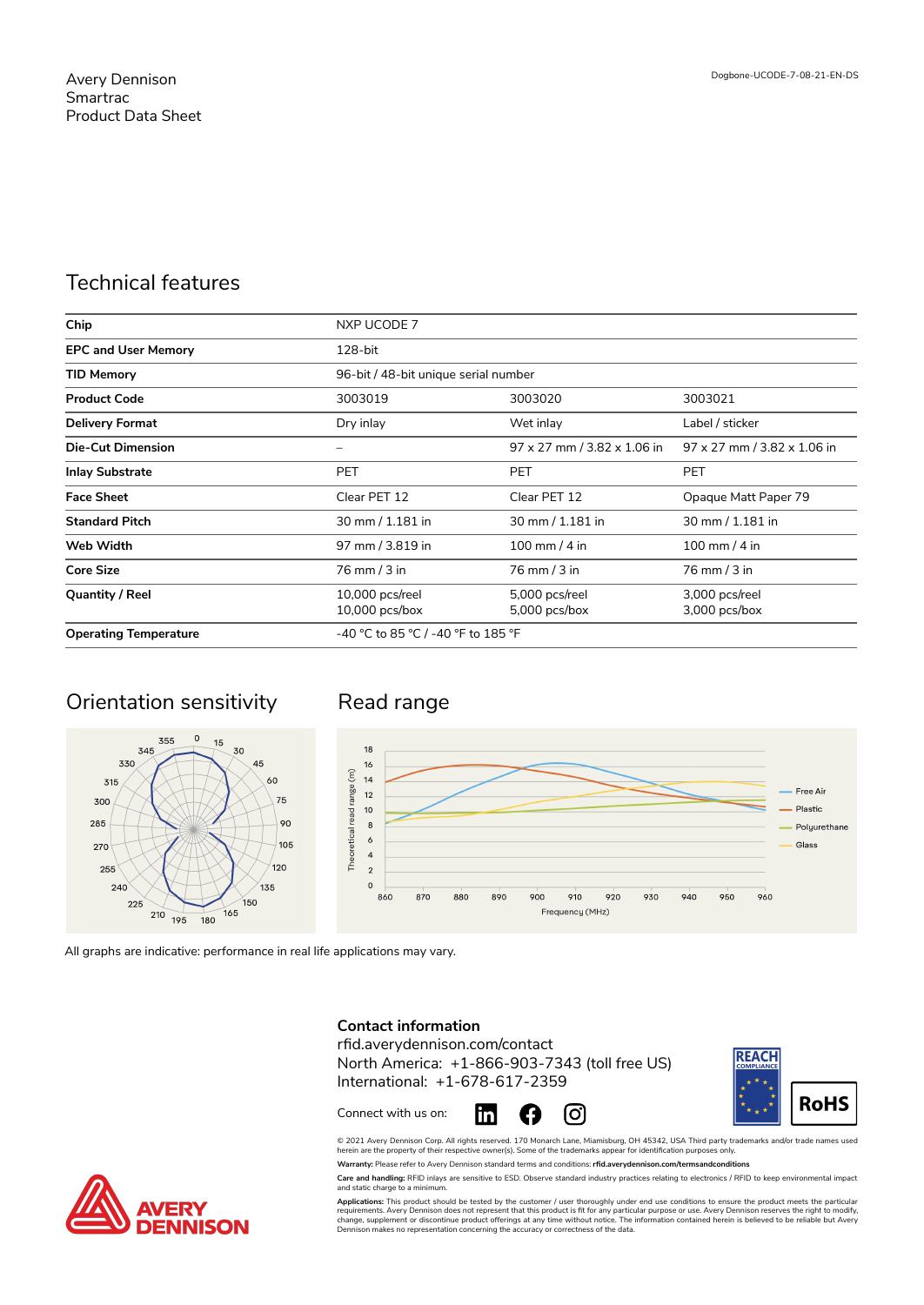Avery Dennison
Smartrac
Product Data Sheet

Dogbone-UCODE-7-08-21-EN-DS

## Technical features

| | | | |
|---|---|---|---|
| **Chip** | NXP UCODE 7 | | |
| **EPC and User Memory** | 128-bit | | |
| **TID Memory** | 96-bit / 48-bit unique serial number | | |
| **Product Code** | 3003019 | 3003020 | 3003021 |
| **Delivery Format** | Dry inlay | Wet inlay | Label / sticker |
| **Die-Cut Dimension** | – | 97 x 27 mm / 3.82 x 1.06 in | 97 x 27 mm / 3.82 x 1.06 in |
| **Inlay Substrate** | PET | PET | PET |
| **Face Sheet** | Clear PET 12 | Clear PET 12 | Opaque Matt Paper 79 |
| **Standard Pitch** | 30 mm / 1.181 in | 30 mm / 1.181 in | 30 mm / 1.181 in |
| **Web Width** | 97 mm / 3.819 in | 100 mm / 4 in | 100 mm / 4 in |
| **Core Size** | 76 mm / 3 in | 76 mm / 3 in | 76 mm / 3 in |
| **Quantity / Reel** | 10,000 pcs/reel<br>10,000 pcs/box | 5,000 pcs/reel<br>5,000 pcs/box | 3,000 pcs/reel<br>3,000 pcs/box |
| **Operating Temperature** | -40 °C to 85 °C / -40 °F to 185 °F | | |

## Orientation sensitivity

0
15
30
45
60
75
90
105
120
135
150
165
180
195
210
225
240
255
270
285
300
315
330
345
355

## Read range

Theoretical read range (m)
0
2
4
6
8
10
12
14
16
18
Frequency (MHz)
860
870
880
890
900
910
920
930
940
950
960
Free Air
Plastic
Polyurethane
Glass

All graphs are indicative: performance in real life applications may vary.

**Contact information**
rfid.averydennison.com/contact
North America: +1-866-903-7343 (toll free US)
International: +1-678-617-2359

Connect with us on:

REACH COMPLIANCE
RoHS

© 2021 Avery Dennison Corp. All rights reserved. 170 Monarch Lane, Miamisburg, OH 45342, USA Third party trademarks and/or trade names used herein are the property of their respective owner(s). Some of the trademarks appear for identification purposes only.

**Warranty:** Please refer to Avery Dennison standard terms and conditions: **rfid.averydennison.com/termsandconditions**

**Care and handling:** RFID inlays are sensitive to ESD. Observe standard industry practices relating to electronics / RFID to keep environmental impact and static charge to a minimum.

**Applications:** This product should be tested by the customer / user thoroughly under end use conditions to ensure the product meets the particular requirements. Avery Dennison does not represent that this product is fit for any particular purpose or use. Avery Dennison reserves the right to modify, change, supplement or discontinue product offerings at any time without notice. The information contained herein is believed to be reliable but Avery Dennison makes no representation concerning the accuracy or correctness of the data.

AVERY DENNISON